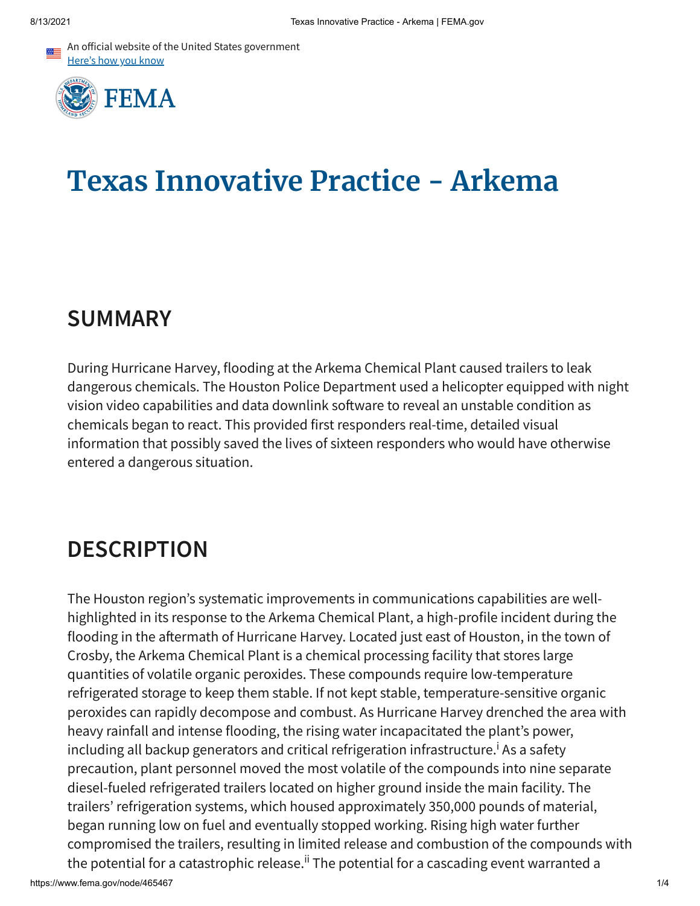# Texas Innovative Practice - Arkema

## SUMMARY

During Hurricane Harvey, flooding at the Arkema Chemical Plant caused trailers to leak dangerous chemicals. The Houston Police Department used a helicopter equipped with night vision video capabilities and data downlink software to reveal an unstable condition as chemicals began to react. This provided first responders real-time, detailed visual information that possibly saved the lives of sixteen responders who would have otherwise entered a dangerous situation.

## DESCRIPTION

The Houston region's systematic improvements in communications capabilities are well-highlighted in its response to the Arkema Chemical Plant, a high-profile incident during the flooding in the aftermath of Hurricane Harvey. Located just east of Houston, in the town of Crosby, the Arkema Chemical Plant is a chemical processing facility that stores large quantities of volatile organic peroxides. These compounds require low-temperature refrigerated storage to keep them stable. If not kept stable, temperature-sensitive organic peroxides can rapidly decompose and combust. As Hurricane Harvey drenched the area with heavy rainfall and intense flooding, the rising water incapacitated the plant's power, including all backup generators and critical refrigeration infrastructure.[i] As a safety precaution, plant personnel moved the most volatile of the compounds into nine separate diesel-fueled refrigerated trailers located on higher ground inside the main facility. The trailers' refrigeration systems, which housed approximately 350,000 pounds of material, began running low on fuel and eventually stopped working. Rising high water further compromised the trailers, resulting in limited release and combustion of the compounds with the potential for a catastrophic release.[ii] The potential for a cascading event warranted a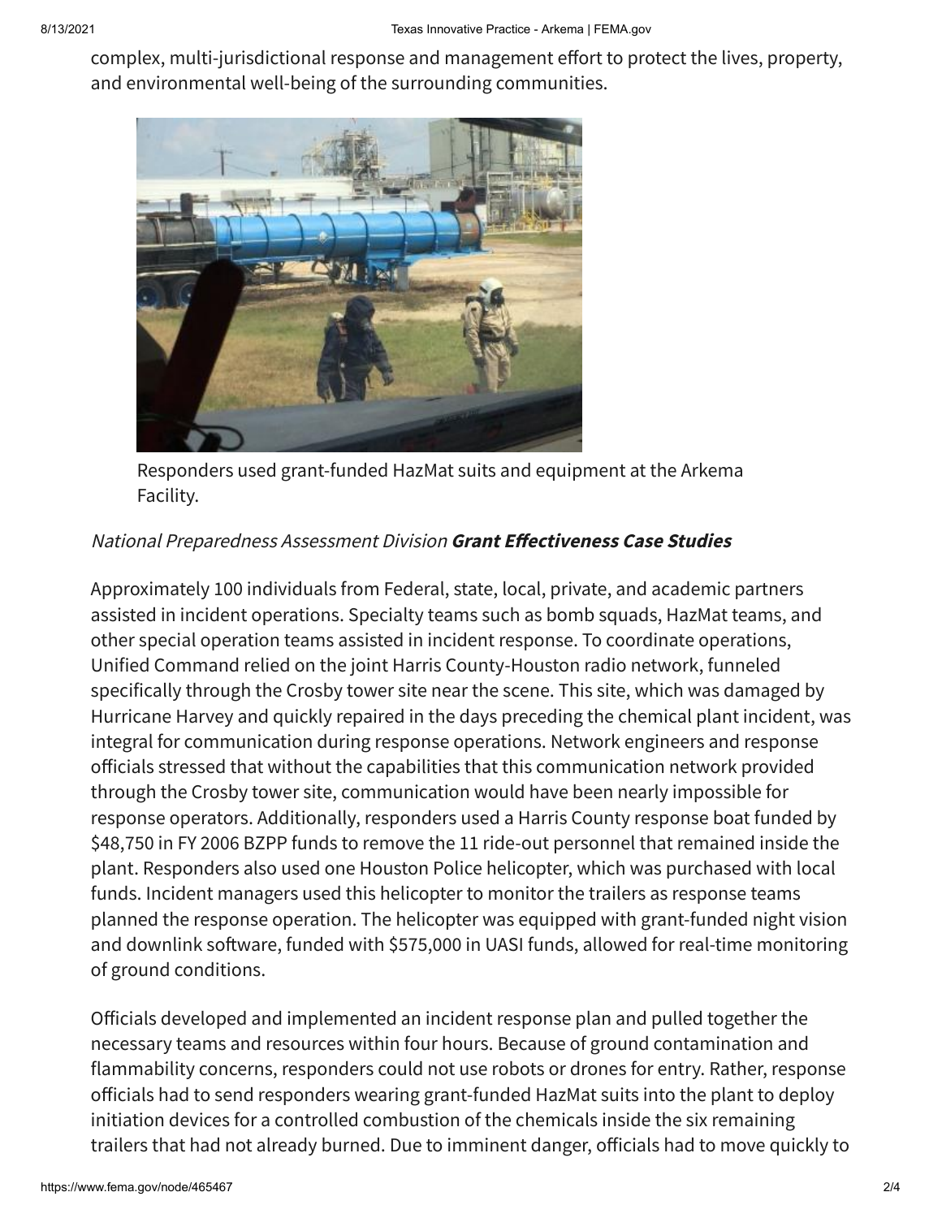complex, multi-jurisdictional response and management effort to protect the lives, property, and environmental well-being of the surrounding communities.

Responders used grant-funded HazMat suits and equipment at the Arkema Facility.

*National Preparedness Assessment Division* ***Grant Effectiveness Case Studies***

Approximately 100 individuals from Federal, state, local, private, and academic partners assisted in incident operations. Specialty teams such as bomb squads, HazMat teams, and other special operation teams assisted in incident response. To coordinate operations, Unified Command relied on the joint Harris County-Houston radio network, funneled specifically through the Crosby tower site near the scene. This site, which was damaged by Hurricane Harvey and quickly repaired in the days preceding the chemical plant incident, was integral for communication during response operations. Network engineers and response officials stressed that without the capabilities that this communication network provided through the Crosby tower site, communication would have been nearly impossible for response operators. Additionally, responders used a Harris County response boat funded by $48,750 in FY 2006 BZPP funds to remove the 11 ride-out personnel that remained inside the plant. Responders also used one Houston Police helicopter, which was purchased with local funds. Incident managers used this helicopter to monitor the trailers as response teams planned the response operation. The helicopter was equipped with grant-funded night vision and downlink software, funded with $575,000 in UASI funds, allowed for real-time monitoring of ground conditions.

Officials developed and implemented an incident response plan and pulled together the necessary teams and resources within four hours. Because of ground contamination and flammability concerns, responders could not use robots or drones for entry. Rather, response officials had to send responders wearing grant-funded HazMat suits into the plant to deploy initiation devices for a controlled combustion of the chemicals inside the six remaining trailers that had not already burned. Due to imminent danger, officials had to move quickly to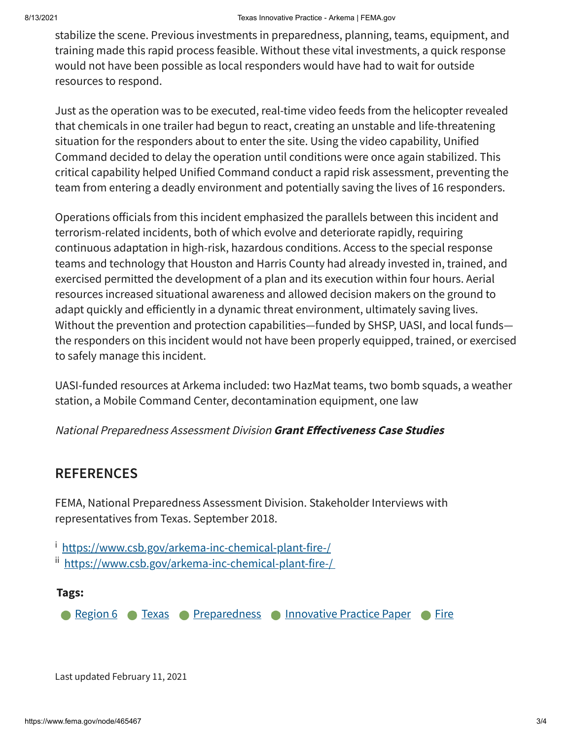stabilize the scene. Previous investments in preparedness, planning, teams, equipment, and training made this rapid process feasible. Without these vital investments, a quick response would not have been possible as local responders would have had to wait for outside resources to respond.

Just as the operation was to be executed, real-time video feeds from the helicopter revealed that chemicals in one trailer had begun to react, creating an unstable and life-threatening situation for the responders about to enter the site. Using the video capability, Unified Command decided to delay the operation until conditions were once again stabilized. This critical capability helped Unified Command conduct a rapid risk assessment, preventing the team from entering a deadly environment and potentially saving the lives of 16 responders.

Operations officials from this incident emphasized the parallels between this incident and terrorism-related incidents, both of which evolve and deteriorate rapidly, requiring continuous adaptation in high-risk, hazardous conditions. Access to the special response teams and technology that Houston and Harris County had already invested in, trained, and exercised permitted the development of a plan and its execution within four hours. Aerial resources increased situational awareness and allowed decision makers on the ground to adapt quickly and efficiently in a dynamic threat environment, ultimately saving lives. Without the prevention and protection capabilities—funded by SHSP, UASI, and local funds—the responders on this incident would not have been properly equipped, trained, or exercised to safely manage this incident.

UASI-funded resources at Arkema included: two HazMat teams, two bomb squads, a weather station, a Mobile Command Center, decontamination equipment, one law

*National Preparedness Assessment Division* ***Grant Effectiveness Case Studies***

## REFERENCES

FEMA, National Preparedness Assessment Division. Stakeholder Interviews with representatives from Texas. September 2018.

[i] https://www.csb.gov/arkema-inc-chemical-plant-fire-/
[ii] https://www.csb.gov/arkema-inc-chemical-plant-fire-/

**Tags:**

- Region 6
- Texas
- Preparedness
- Innovative Practice Paper
- Fire

Last updated February 11, 2021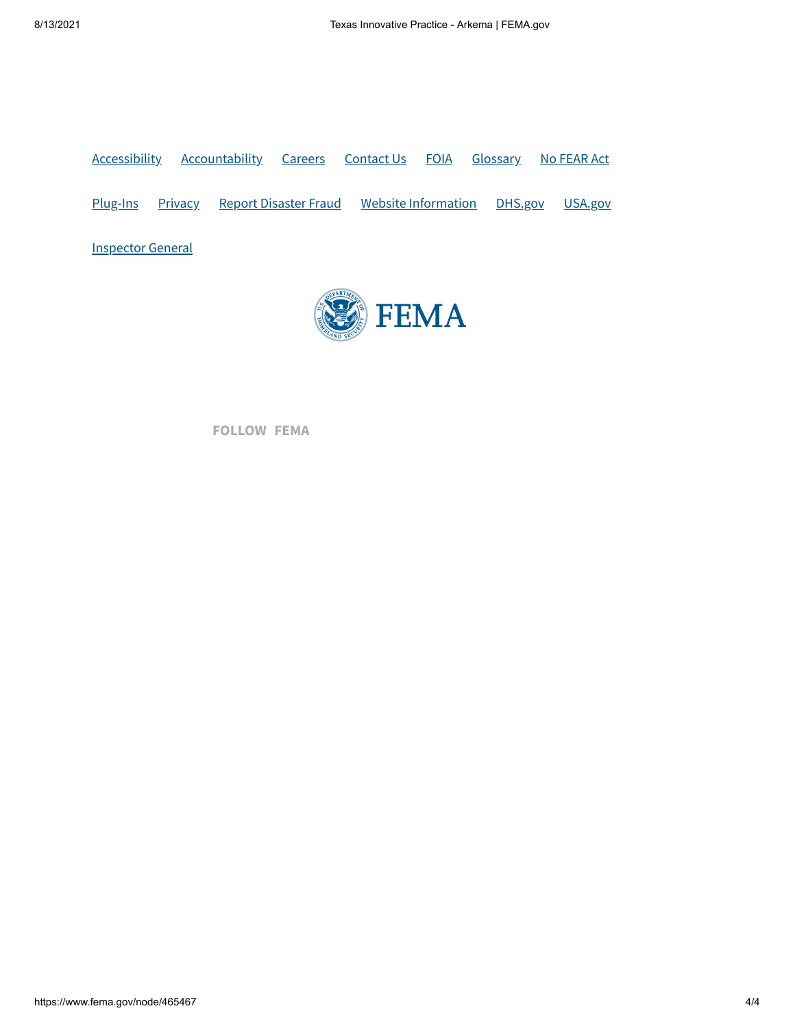Accessibility Accountability Careers Contact Us FOIA Glossary No FEAR Act

Plug-Ins Privacy Report Disaster Fraud Website Information DHS.gov USA.gov

Inspector General

FEMA

FOLLOW FEMA